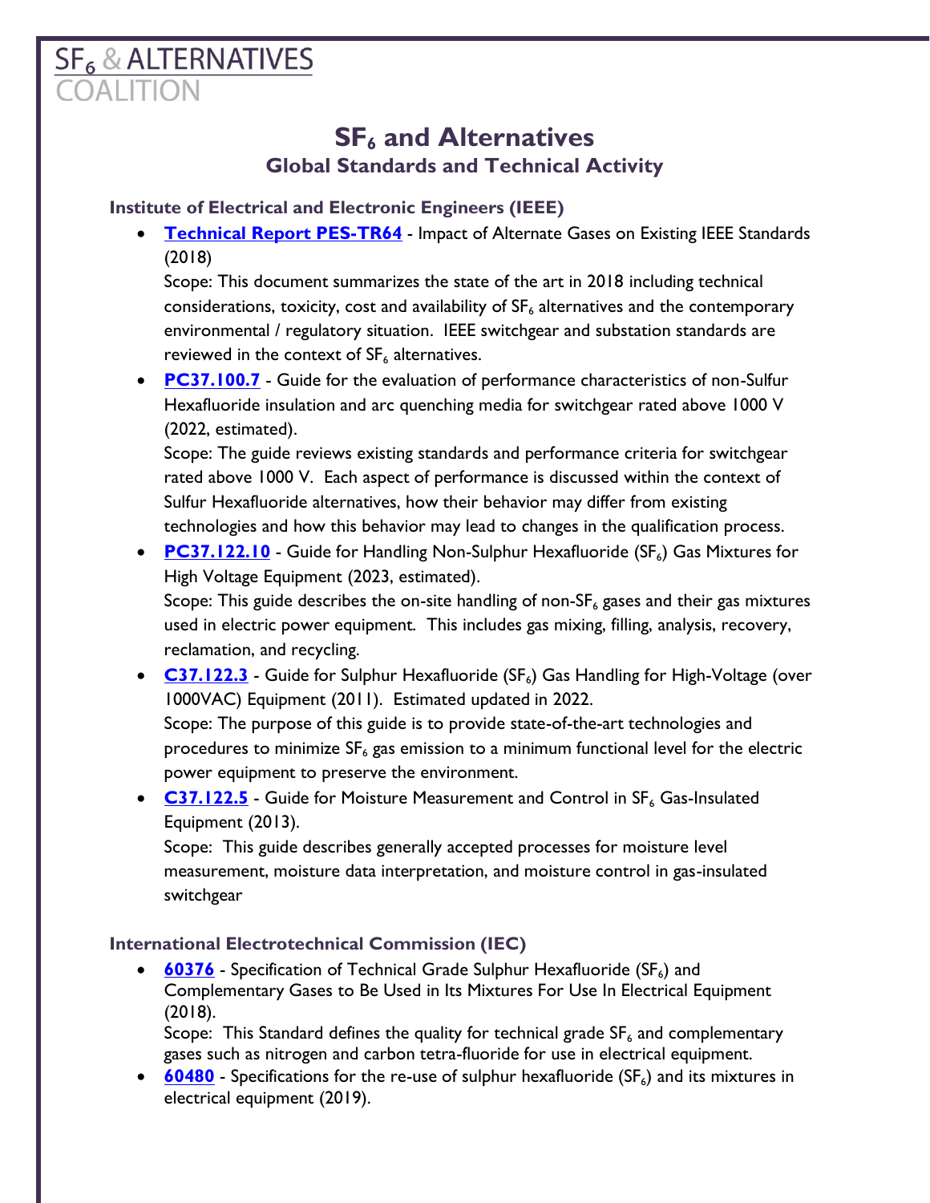SF$_6$ & ALTERNATIVES
COALITION

# SF$_6$ and Alternatives

## Global Standards and Technical Activity

### Institute of Electrical and Electronic Engineers (IEEE)

- **Technical Report PES-TR64** - Impact of Alternate Gases on Existing IEEE Standards (2018)
  Scope: This document summarizes the state of the art in 2018 including technical considerations, toxicity, cost and availability of SF$_6$ alternatives and the contemporary environmental / regulatory situation. IEEE switchgear and substation standards are reviewed in the context of SF$_6$ alternatives.
- **PC37.100.7** - Guide for the evaluation of performance characteristics of non-Sulfur Hexafluoride insulation and arc quenching media for switchgear rated above 1000 V (2022, estimated).
  Scope: The guide reviews existing standards and performance criteria for switchgear rated above 1000 V. Each aspect of performance is discussed within the context of Sulfur Hexafluoride alternatives, how their behavior may differ from existing technologies and how this behavior may lead to changes in the qualification process.
- **PC37.122.10** - Guide for Handling Non-Sulphur Hexafluoride (SF$_6$) Gas Mixtures for High Voltage Equipment (2023, estimated).
  Scope: This guide describes the on-site handling of non-SF$_6$ gases and their gas mixtures used in electric power equipment. This includes gas mixing, filling, analysis, recovery, reclamation, and recycling.
- **C37.122.3** - Guide for Sulphur Hexafluoride (SF$_6$) Gas Handling for High-Voltage (over 1000VAC) Equipment (2011). Estimated updated in 2022.
  Scope: The purpose of this guide is to provide state-of-the-art technologies and procedures to minimize SF$_6$ gas emission to a minimum functional level for the electric power equipment to preserve the environment.
- **C37.122.5** - Guide for Moisture Measurement and Control in SF$_6$ Gas-Insulated Equipment (2013).
  Scope: This guide describes generally accepted processes for moisture level measurement, moisture data interpretation, and moisture control in gas-insulated switchgear

### International Electrotechnical Commission (IEC)

- **60376** - Specification of Technical Grade Sulphur Hexafluoride (SF$_6$) and Complementary Gases to Be Used in Its Mixtures For Use In Electrical Equipment (2018).
  Scope: This Standard defines the quality for technical grade SF$_6$ and complementary gases such as nitrogen and carbon tetra-fluoride for use in electrical equipment.
- **60480** - Specifications for the re-use of sulphur hexafluoride (SF$_6$) and its mixtures in electrical equipment (2019).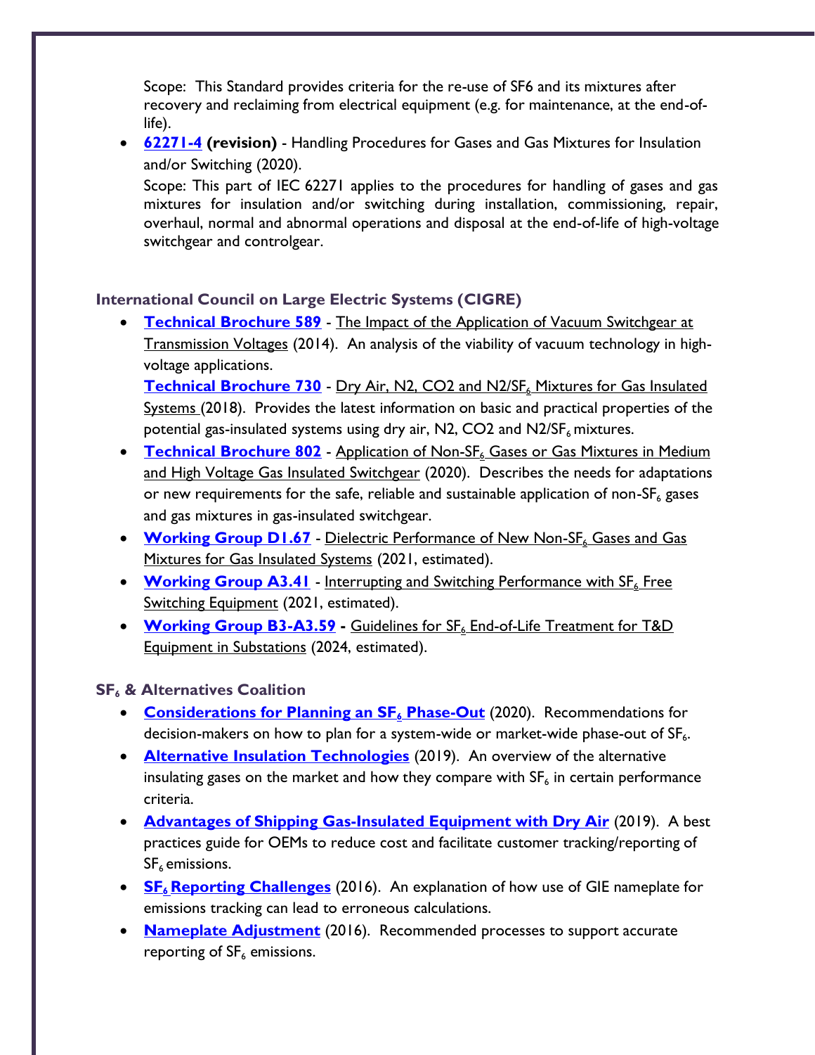Scope: This Standard provides criteria for the re-use of SF6 and its mixtures after recovery and reclaiming from electrical equipment (e.g. for maintenance, at the end-of-life).

- **62271-4 (revision)** - Handling Procedures for Gases and Gas Mixtures for Insulation and/or Switching (2020).

  Scope: This part of IEC 62271 applies to the procedures for handling of gases and gas mixtures for insulation and/or switching during installation, commissioning, repair, overhaul, normal and abnormal operations and disposal at the end-of-life of high-voltage switchgear and controlgear.

### International Council on Large Electric Systems (CIGRE)

- **Technical Brochure 589** - The Impact of the Application of Vacuum Switchgear at Transmission Voltages (2014). An analysis of the viability of vacuum technology in high-voltage applications.

  **Technical Brochure 730** - Dry Air, N2, CO2 and N2/$SF_6$ Mixtures for Gas Insulated Systems (2018). Provides the latest information on basic and practical properties of the potential gas-insulated systems using dry air, N2, CO2 and N2/$SF_6$ mixtures.
- **Technical Brochure 802** - Application of Non-$SF_6$ Gases or Gas Mixtures in Medium and High Voltage Gas Insulated Switchgear (2020). Describes the needs for adaptations or new requirements for the safe, reliable and sustainable application of non-$SF_6$ gases and gas mixtures in gas-insulated switchgear.
- **Working Group D1.67** - Dielectric Performance of New Non-$SF_6$ Gases and Gas Mixtures for Gas Insulated Systems (2021, estimated).
- **Working Group A3.41** - Interrupting and Switching Performance with $SF_6$ Free Switching Equipment (2021, estimated).
- **Working Group B3-A3.59** - Guidelines for $SF_6$ End-of-Life Treatment for T&D Equipment in Substations (2024, estimated).

### $SF_6$ & Alternatives Coalition

- **Considerations for Planning an $SF_6$ Phase-Out** (2020). Recommendations for decision-makers on how to plan for a system-wide or market-wide phase-out of $SF_6$.
- **Alternative Insulation Technologies** (2019). An overview of the alternative insulating gases on the market and how they compare with $SF_6$ in certain performance criteria.
- **Advantages of Shipping Gas-Insulated Equipment with Dry Air** (2019). A best practices guide for OEMs to reduce cost and facilitate customer tracking/reporting of $SF_6$ emissions.
- **$SF_6$ Reporting Challenges** (2016). An explanation of how use of GIE nameplate for emissions tracking can lead to erroneous calculations.
- **Nameplate Adjustment** (2016). Recommended processes to support accurate reporting of $SF_6$ emissions.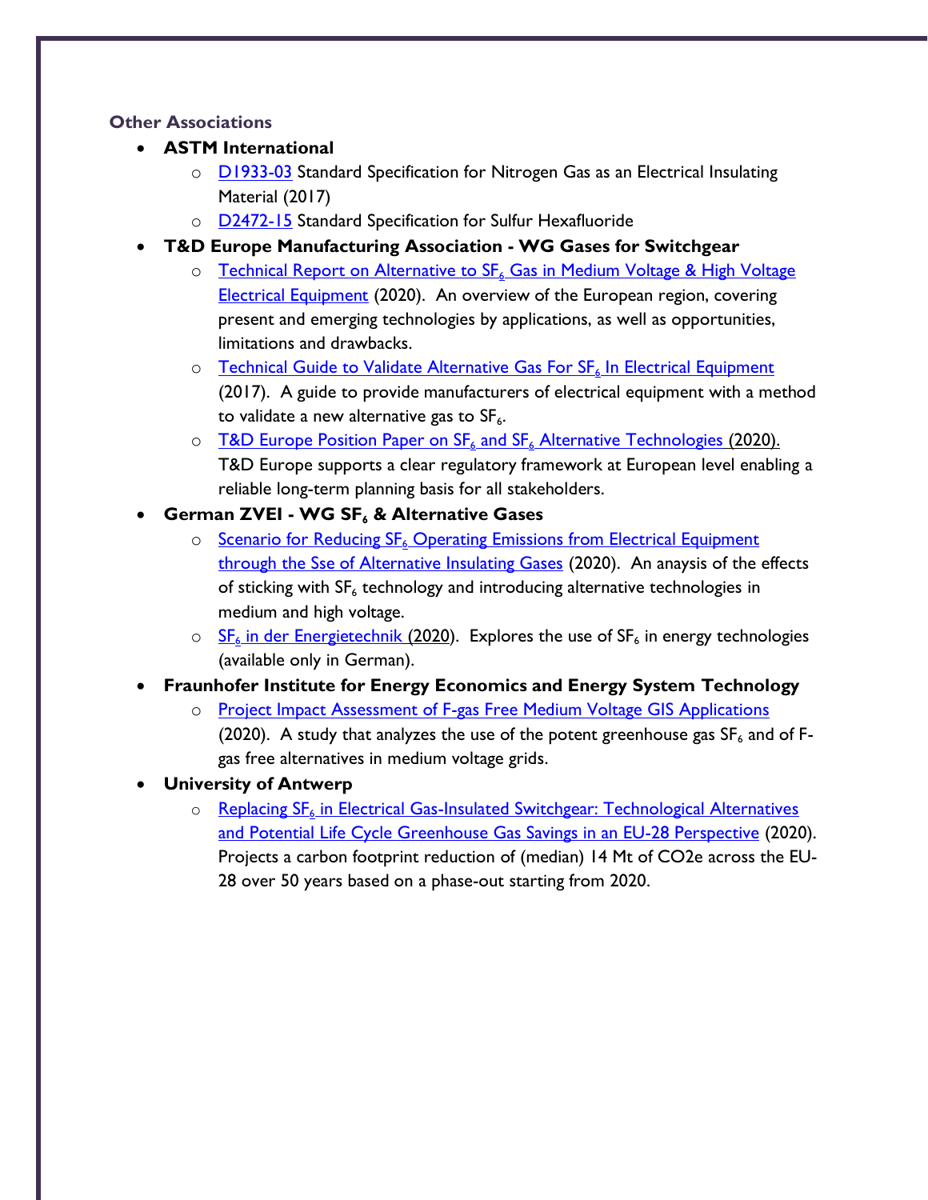### Other Associations

- **ASTM International**
  - D1933-03 Standard Specification for Nitrogen Gas as an Electrical Insulating Material (2017)
  - D2472-15 Standard Specification for Sulfur Hexafluoride
- **T&D Europe Manufacturing Association - WG Gases for Switchgear**
  - Technical Report on Alternative to $SF_6$ Gas in Medium Voltage & High Voltage Electrical Equipment (2020). An overview of the European region, covering present and emerging technologies by applications, as well as opportunities, limitations and drawbacks.
  - Technical Guide to Validate Alternative Gas For $SF_6$ In Electrical Equipment (2017). A guide to provide manufacturers of electrical equipment with a method to validate a new alternative gas to $SF_6$.
  - T&D Europe Position Paper on $SF_6$ and $SF_6$ Alternative Technologies (2020). T&D Europe supports a clear regulatory framework at European level enabling a reliable long-term planning basis for all stakeholders.
- **German ZVEI - WG $SF_6$ & Alternative Gases**
  - Scenario for Reducing $SF_6$ Operating Emissions from Electrical Equipment through the Sse of Alternative Insulating Gases (2020). An anaysis of the effects of sticking with $SF_6$ technology and introducing alternative technologies in medium and high voltage.
  - $SF_6$ in der Energietechnik (2020). Explores the use of $SF_6$ in energy technologies (available only in German).
- **Fraunhofer Institute for Energy Economics and Energy System Technology**
  - Project Impact Assessment of F-gas Free Medium Voltage GIS Applications (2020). A study that analyzes the use of the potent greenhouse gas $SF_6$ and of F-gas free alternatives in medium voltage grids.
- **University of Antwerp**
  - Replacing $SF_6$ in Electrical Gas-Insulated Switchgear: Technological Alternatives and Potential Life Cycle Greenhouse Gas Savings in an EU-28 Perspective (2020). Projects a carbon footprint reduction of (median) 14 Mt of CO2e across the EU-28 over 50 years based on a phase-out starting from 2020.